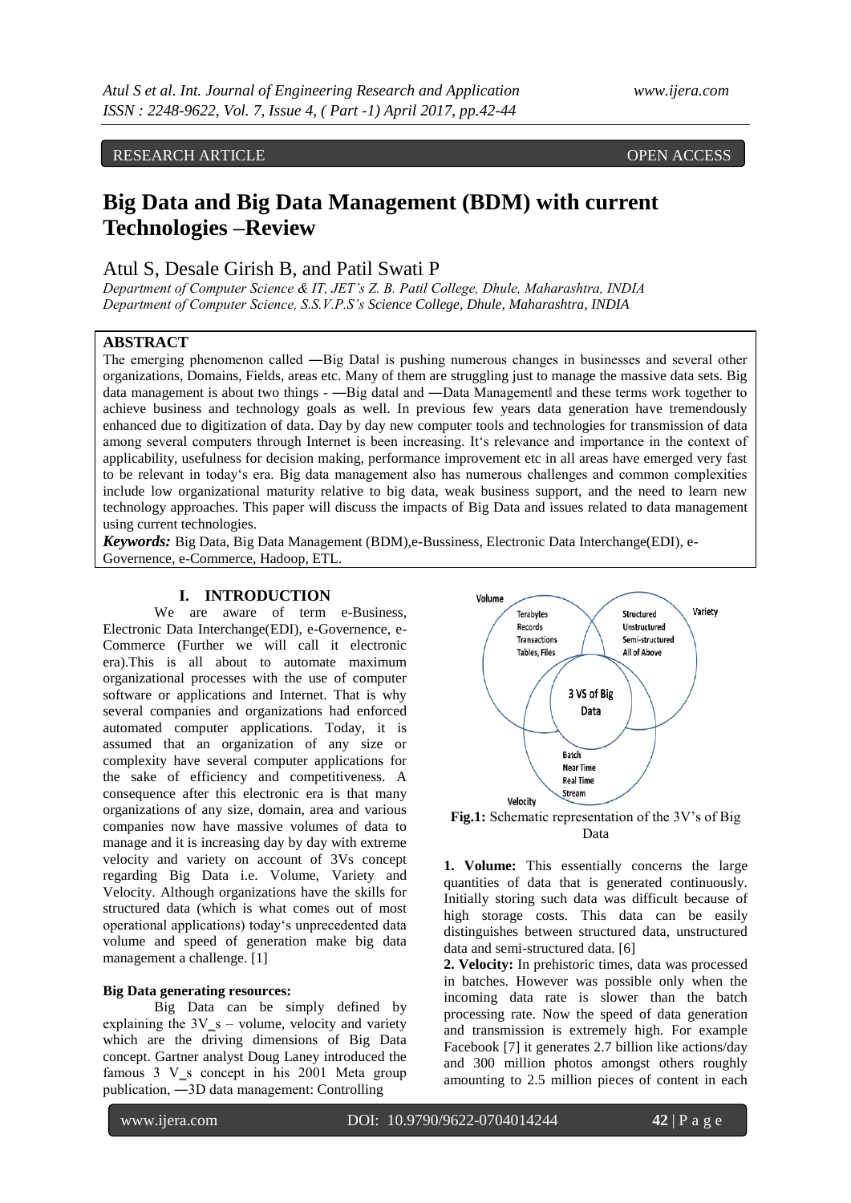RESEARCH ARTICLE OPEN ACCESS

# Big Data and Big Data Management (BDM) with current Technologies –Review

Atul S, Desale Girish B, and Patil Swati P

*Department of Computer Science & IT, JET's Z. B. Patil College, Dhule, Maharashtra, INDIA*
*Department of Computer Science, S.S.V.P.S's Science College, Dhule, Maharashtra, INDIA*

## ABSTRACT

The emerging phenomenon called ―Big Data‖ is pushing numerous changes in businesses and several other organizations, Domains, Fields, areas etc. Many of them are struggling just to manage the massive data sets. Big data management is about two things - ―Big data‖ and ―Data Management‖ and these terms work together to achieve business and technology goals as well. In previous few years data generation have tremendously enhanced due to digitization of data. Day by day new computer tools and technologies for transmission of data among several computers through Internet is been increasing. It's relevance and importance in the context of applicability, usefulness for decision making, performance improvement etc in all areas have emerged very fast to be relevant in today's era. Big data management also has numerous challenges and common complexities include low organizational maturity relative to big data, weak business support, and the need to learn new technology approaches. This paper will discuss the impacts of Big Data and issues related to data management using current technologies.

***Keywords:*** Big Data, Big Data Management (BDM),e-Bussiness, Electronic Data Interchange(EDI), e-Governence, e-Commerce, Hadoop, ETL.

## I. INTRODUCTION

We are aware of term e-Business, Electronic Data Interchange(EDI), e-Governence, e-Commerce (Further we will call it electronic era).This is all about to automate maximum organizational processes with the use of computer software or applications and Internet. That is why several companies and organizations had enforced automated computer applications. Today, it is assumed that an organization of any size or complexity have several computer applications for the sake of efficiency and competitiveness. A consequence after this electronic era is that many organizations of any size, domain, area and various companies now have massive volumes of data to manage and it is increasing day by day with extreme velocity and variety on account of 3Vs concept regarding Big Data i.e. Volume, Variety and Velocity. Although organizations have the skills for structured data (which is what comes out of most operational applications) today's unprecedented data volume and speed of generation make big data management a challenge. [1]

**Big Data generating resources:**

Big Data can be simply defined by explaining the 3V_s – volume, velocity and variety which are the driving dimensions of Big Data concept. Gartner analyst Doug Laney introduced the famous 3 V_s concept in his 2001 Meta group publication, ―3D data management: Controlling

Volume
Terabytes
Records
Transactions
Tables, Files

Variety
Structured
Unstructured
Semi-structured
All of Above

3 VS of Big Data

Velocity
Batch
Near Time
Real Time
Stream

**Fig.1:** Schematic representation of the 3V's of Big Data

**1. Volume:** This essentially concerns the large quantities of data that is generated continuously. Initially storing such data was difficult because of high storage costs. This data can be easily distinguishes between structured data, unstructured data and semi-structured data. [6]

**2. Velocity:** In prehistoric times, data was processed in batches. However was possible only when the incoming data rate is slower than the batch processing rate. Now the speed of data generation and transmission is extremely high. For example Facebook [7] it generates 2.7 billion like actions/day and 300 million photos amongst others roughly amounting to 2.5 million pieces of content in each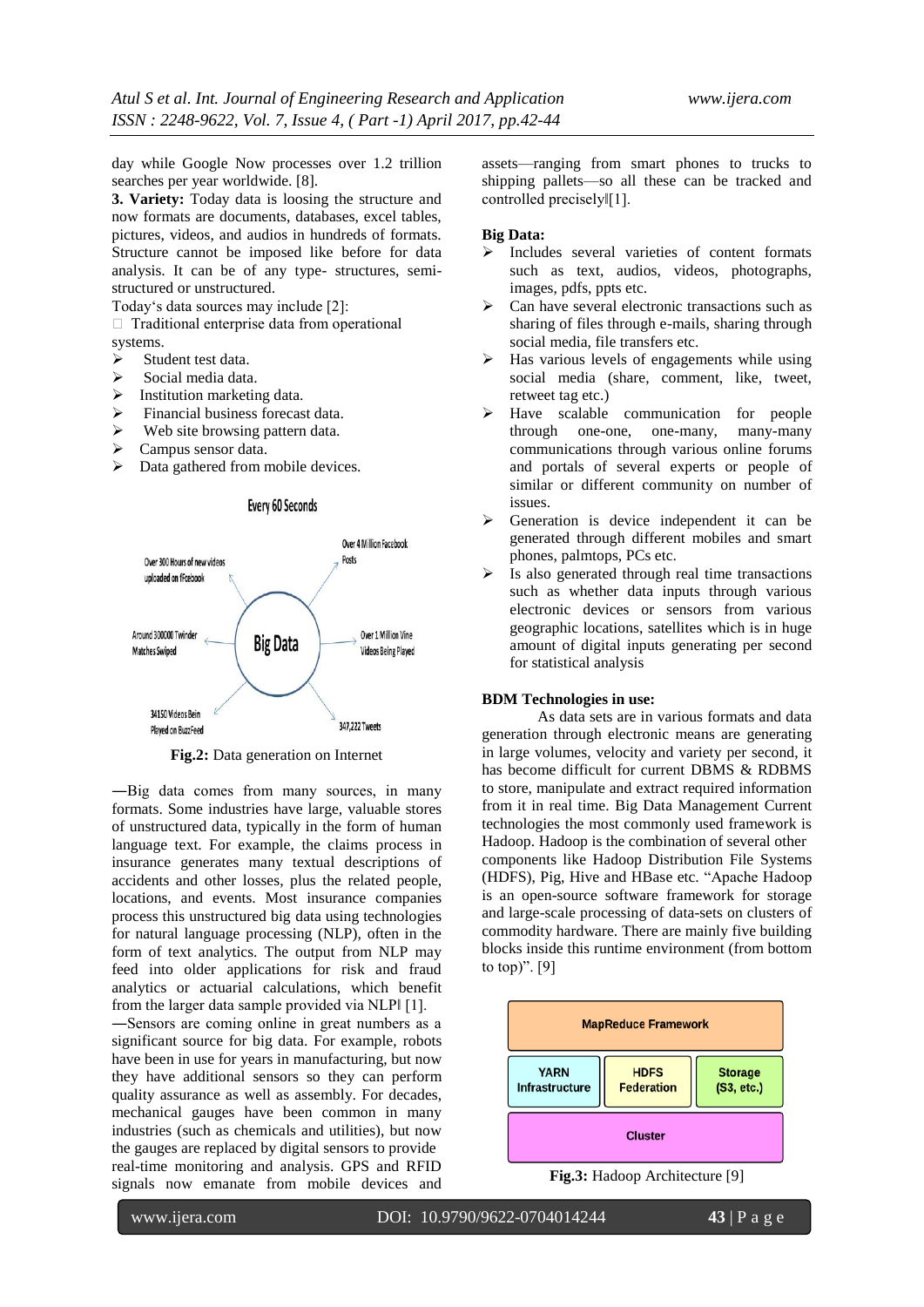day while Google Now processes over 1.2 trillion searches per year worldwide. [8].

**3. Variety:** Today data is loosing the structure and now formats are documents, databases, excel tables, pictures, videos, and audios in hundreds of formats. Structure cannot be imposed like before for data analysis. It can be of any type- structures, semi-structured or unstructured.

Today's data sources may include [2]:

- Traditional enterprise data from operational systems.
- Student test data.
- Social media data.
- Institution marketing data.
- Financial business forecast data.
- Web site browsing pattern data.
- Campus sensor data.
- Data gathered from mobile devices.

Every 60 Seconds

Over 300 Hours of new videos uploaded on fFcebook

Over 4 Million Facebook Posts

Around 300000 Twinder Matches Swiped

Big Data

Over 1 Million Vine Videos Being Played

34150 Videos Bein Played on BuzzFeed

347,222 Tweets

**Fig.2:** Data generation on Internet

"Big data comes from many sources, in many formats. Some industries have large, valuable stores of unstructured data, typically in the form of human language text. For example, the claims process in insurance generates many textual descriptions of accidents and other losses, plus the related people, locations, and events. Most insurance companies process this unstructured big data using technologies for natural language processing (NLP), often in the form of text analytics. The output from NLP may feed into older applications for risk and fraud analytics or actuarial calculations, which benefit from the larger data sample provided via NLP" [1].

"Sensors are coming online in great numbers as a significant source for big data. For example, robots have been in use for years in manufacturing, but now they have additional sensors so they can perform quality assurance as well as assembly. For decades, mechanical gauges have been common in many industries (such as chemicals and utilities), but now the gauges are replaced by digital sensors to provide real-time monitoring and analysis. GPS and RFID signals now emanate from mobile devices and assets—ranging from smart phones to trucks to shipping pallets—so all these can be tracked and controlled precisely" [1].

**Big Data:**

- Includes several varieties of content formats such as text, audios, videos, photographs, images, pdfs, ppts etc.
- Can have several electronic transactions such as sharing of files through e-mails, sharing through social media, file transfers etc.
- Has various levels of engagements while using social media (share, comment, like, tweet, retweet tag etc.)
- Have scalable communication for people through one-one, one-many, many-many communications through various online forums and portals of several experts or people of similar or different community on number of issues.
- Generation is device independent it can be generated through different mobiles and smart phones, palmtops, PCs etc.
- Is also generated through real time transactions such as whether data inputs through various electronic devices or sensors from various geographic locations, satellites which is in huge amount of digital inputs generating per second for statistical analysis

**BDM Technologies in use:**

As data sets are in various formats and data generation through electronic means are generating in large volumes, velocity and variety per second, it has become difficult for current DBMS & RDBMS to store, manipulate and extract required information from it in real time. Big Data Management Current technologies the most commonly used framework is Hadoop. Hadoop is the combination of several other components like Hadoop Distribution File Systems (HDFS), Pig, Hive and HBase etc. "Apache Hadoop is an open-source software framework for storage and large-scale processing of data-sets on clusters of commodity hardware. There are mainly five building blocks inside this runtime environment (from bottom to top)". [9]

MapReduce Framework

YARN Infrastructure

HDFS Federation

Storage (S3, etc.)

Cluster

**Fig.3:** Hadoop Architecture [9]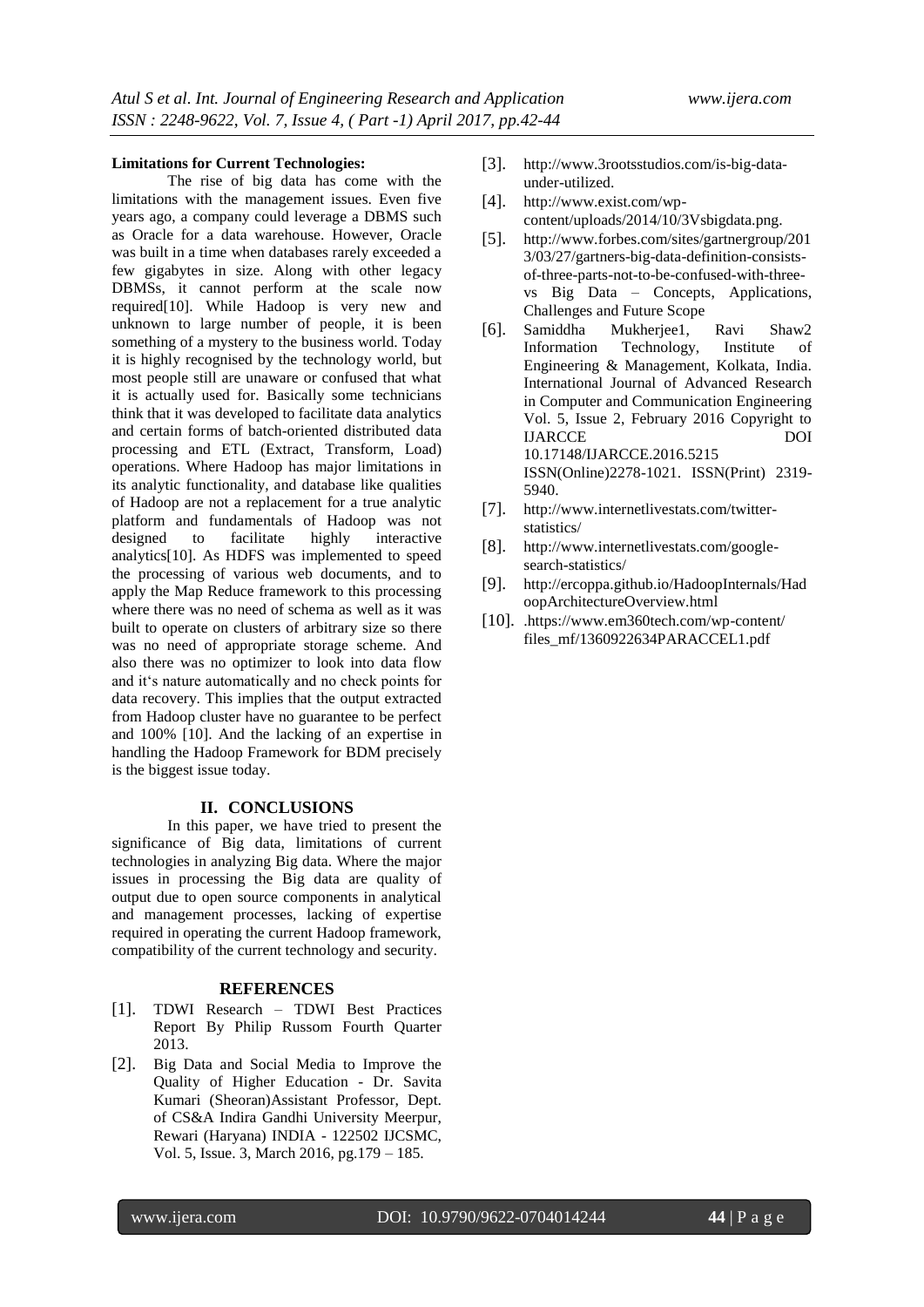**Limitations for Current Technologies:**

The rise of big data has come with the limitations with the management issues. Even five years ago, a company could leverage a DBMS such as Oracle for a data warehouse. However, Oracle was built in a time when databases rarely exceeded a few gigabytes in size. Along with other legacy DBMSs, it cannot perform at the scale now required[10]. While Hadoop is very new and unknown to large number of people, it is been something of a mystery to the business world. Today it is highly recognised by the technology world, but most people still are unaware or confused that what it is actually used for. Basically some technicians think that it was developed to facilitate data analytics and certain forms of batch-oriented distributed data processing and ETL (Extract, Transform, Load) operations. Where Hadoop has major limitations in its analytic functionality, and database like qualities of Hadoop are not a replacement for a true analytic platform and fundamentals of Hadoop was not designed to facilitate highly interactive analytics[10]. As HDFS was implemented to speed the processing of various web documents, and to apply the Map Reduce framework to this processing where there was no need of schema as well as it was built to operate on clusters of arbitrary size so there was no need of appropriate storage scheme. And also there was no optimizer to look into data flow and it's nature automatically and no check points for data recovery. This implies that the output extracted from Hadoop cluster have no guarantee to be perfect and 100% [10]. And the lacking of an expertise in handling the Hadoop Framework for BDM precisely is the biggest issue today.

## II. CONCLUSIONS

In this paper, we have tried to present the significance of Big data, limitations of current technologies in analyzing Big data. Where the major issues in processing the Big data are quality of output due to open source components in analytical and management processes, lacking of expertise required in operating the current Hadoop framework, compatibility of the current technology and security.

## REFERENCES

[1]. TDWI Research – TDWI Best Practices Report By Philip Russom Fourth Quarter 2013.

[2]. Big Data and Social Media to Improve the Quality of Higher Education - Dr. Savita Kumari (Sheoran)Assistant Professor, Dept. of CS&A Indira Gandhi University Meerpur, Rewari (Haryana) INDIA - 122502 IJCSMC, Vol. 5, Issue. 3, March 2016, pg.179 – 185.

[3]. http://www.3rootsstudios.com/is-big-data-under-utilized.

[4]. http://www.exist.com/wp-content/uploads/2014/10/3Vsbigdata.png.

[5]. http://www.forbes.com/sites/gartnergroup/2013/03/27/gartners-big-data-definition-consists-of-three-parts-not-to-be-confused-with-three-vs Big Data – Concepts, Applications, Challenges and Future Scope

[6]. Samiddha Mukherjee1, Ravi Shaw2 Information Technology, Institute of Engineering & Management, Kolkata, India. International Journal of Advanced Research in Computer and Communication Engineering Vol. 5, Issue 2, February 2016 Copyright to IJARCCE DOI 10.17148/IJARCCE.2016.5215 ISSN(Online)2278-1021. ISSN(Print) 2319-5940.

[7]. http://www.internetlivestats.com/twitter-statistics/

[8]. http://www.internetlivestats.com/google-search-statistics/

[9]. http://ercoppa.github.io/HadoopInternals/HadoopArchitectureOverview.html

[10]. .https://www.em360tech.com/wp-content/files_mf/1360922634PARACCEL1.pdf